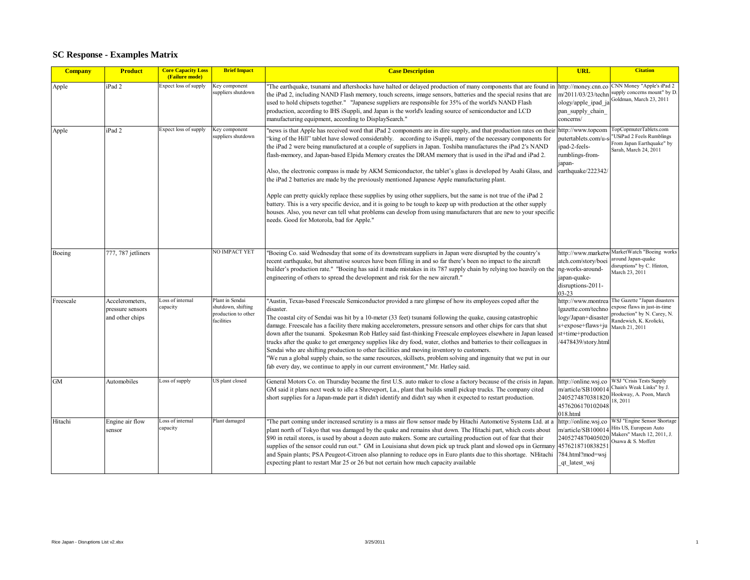## SC Response - Examples Matrix

| Company | Product | Core Capacity Loss (Failure mode) | Brief Impact | Case Description | URL | Citation |
|---|---|---|---|---|---|---|
| Apple | iPad 2 | Expect loss of supply | Key component suppliers shutdown | "The earthquake, tsunami and aftershocks have halted or delayed production of many components that are found in the iPad 2, including NAND Flash memory, touch screens, image sensors, batteries and the special resins that are used to hold chipsets together." "Japanese suppliers are responsible for 35% of the world's NAND Flash production, according to IHS iSuppli, and Japan is the world's leading source of semiconductor and LCD manufacturing equipment, according to DisplaySearch." | http://money.cnn.com/2011/03/23/technology/apple_ipad_japan_supply_chain_concerns/ | CNN Money "Apple's iPad 2 supply concerns mount" by D. Goldman, March 23, 2011 |
| Apple | iPad 2 | Expect loss of supply | Key component suppliers shutdown | "news is that Apple has received word that iPad 2 components are in dire supply, and that production rates on their "king of the Hill" tablet have slowed considerably. according to iSuppli, many of the necessary components for the iPad 2 were being manufactured at a couple of suppliers in Japan. Toshiba manufactures the iPad 2′s NAND flash-memory, and Japan-based Elpida Memory creates the DRAM memory that is used in the iPad and iPad 2. <br><br> Also, the electronic compass is made by AKM Semiconductor, the tablet's glass is developed by Asahi Glass, and the iPad 2 batteries are made by the previously mentioned Japanese Apple manufacturing plant. <br><br> Apple can pretty quickly replace these supplies by using other suppliers, but the same is not true of the iPad 2 battery. This is a very specific device, and it is going to be tough to keep up with production at the other supply houses. Also, you never can tell what problems can develop from using manufacturers that are new to your specific needs. Good for Motorola, bad for Apple." | http://www.topcomputertablets.com/u-s-ipad-2-feels-rumblings-from-japan-earthquake/222342/ | TopCopmuterTablets.com "USiPad 2 Feels Rumblings From Japan Earthquake" by Sarah, March 24, 2011 |
| Boeing | 777, 787 jetliners | | NO IMPACT YET | "Boeing Co. said Wednesday that some of its downstream suppliers in Japan were disrupted by the country's recent earthquake, but alternative sources have been filling in and so far there's been no impact to the aircraft builder's production rate." "Boeing has said it made mistakes in its 787 supply chain by relying too heavily on the engineering of others to spread the development and risk for the new aircraft." | http://www.marketwatch.com/story/boeing-works-around-japan-quake-disruptions-2011-03-23 | MarketWatch "Boeing works around Japan-quake disruptions" by C. Hinton, March 23, 2011 |
| Freescale | Accelerometers, pressure sensors and other chips | Loss of internal capacity | Plant in Sendai shutdown, shifting production to other facilities | "Austin, Texas-based Freescale Semiconductor provided a rare glimpse of how its employees coped after the disaster. <br> The coastal city of Sendai was hit by a 10-meter (33 feet) tsunami following the quake, causing catastrophic damage. Freescale has a facility there making accelerometers, pressure sensors and other chips for cars that shut down after the tsunami. Spokesman Rob Hatley said fast-thinking Freescale employees elsewhere in Japan leased trucks after the quake to get emergency supplies like dry food, water, clothes and batteries to their colleagues in Sendai who are shifting production to other facilities and moving inventory to customers. <br> "We run a global supply chain, so the same resources, skillsets, problem solving and ingenuity that we put in our fab every day, we continue to apply in our current environment," Mr. Hatley said. | http://www.montrealgazette.com/technology/Japan+disasters+expose+flaws+just+time+production/4478439/story.html | The Gazette "Japan disasters expose flaws in just-in-time production" by N. Carey, N. Randewich, K. Krolicki, March 21, 2011 |
| GM | Automobiles | Loss of supply | US plant closed | General Motors Co. on Thursday became the first U.S. auto maker to close a factory because of the crisis in Japan. GM said it plans next week to idle a Shreveport, La., plant that builds small pickup trucks. The company cited short supplies for a Japan-made part it didn't identify and didn't say when it expected to restart production. | http://online.wsj.com/article/SB10001424052748703818204576206170102048018.html | WSJ "Crisis Tests Supply Chain's Weak Links" by J. Hookway, A. Poon, March 18, 2011 |
| Hitachi | Engine air flow sensor | Loss of internal capacity | Plant damaged | "The part coming under increased scrutiny is a mass air flow sensor made by Hitachi Automotive Systems Ltd. at a plant north of Tokyo that was damaged by the quake and remains shut down. The Hitachi part, which costs about $90 in retail stores, is used by about a dozen auto makers. Some are curtailing production out of fear that their supplies of the sensor could run out." GM in Louisiana shut down pick up truck plant and slowed ops in Germany and Spain plants; PSA Peugeot-Citroen also planning to reduce ops in Euro plants due to this shortage. NHitachi expecting plant to restart Mar 25 or 26 but not certain how much capacity available | http://online.wsj.com/article/SB10001424052748704050204576218710838251784.html?mod=wsj_qt_latest_wsj | WSJ "Engine Sensor Shortage Hits US, European Auto Makers" March 12, 2011, J. Osawa & S. Moffett |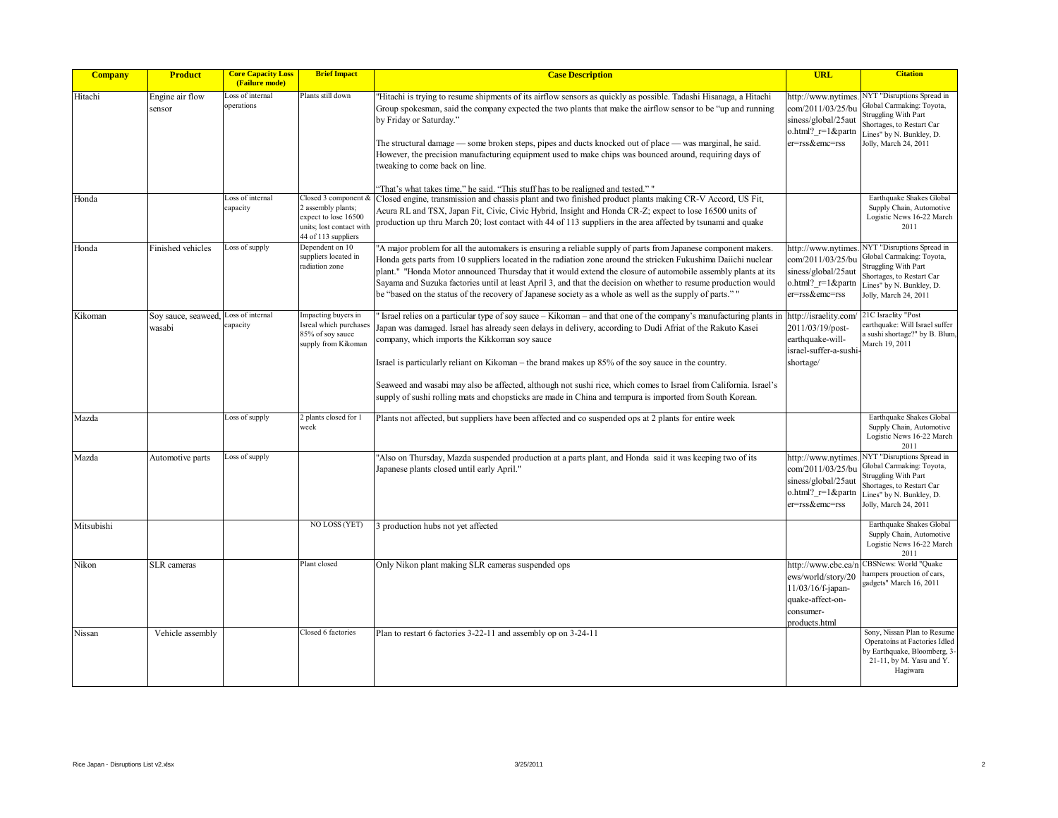| Company | Product | Core Capacity Loss (Failure mode) | Brief Impact | Case Description | URL | Citation |
|---|---|---|---|---|---|---|
| Hitachi | Engine air flow sensor | Loss of internal operations | Plants still down | "Hitachi is trying to resume shipments of its airflow sensors as quickly as possible. Tadashi Hisanaga, a Hitachi Group spokesman, said the company expected the two plants that make the airflow sensor to be "up and running by Friday or Saturday."<br><br>The structural damage — some broken steps, pipes and ducts knocked out of place — was marginal, he said. However, the precision manufacturing equipment used to make chips was bounced around, requiring days of tweaking to come back on line.<br><br>"That's what takes time," he said. "This stuff has to be realigned and tested." " | http://www.nytimes.com/2011/03/25/business/global/25auto.html?_r=1&partner=rss&emc=rss | NYT "Disruptions Spread in Global Carmaking: Toyota, Struggling With Part Shortages, to Restart Car Lines" by N. Bunkley, D. Jolly, March 24, 2011 |
| Honda | | Loss of internal capacity | Closed 3 component & 2 assembly plants; expect to lose 16500 units; lost contact with 44 of 113 suppliers | Closed engine, transmission and chassis plant and two finished product plants making CR-V Accord, US Fit, Acura RL and TSX, Japan Fit, Civic, Civic Hybrid, Insight and Honda CR-Z; expect to lose 16500 units of production up thru March 20; lost contact with 44 of 113 suppliers in the area affected by tsunami and quake | | Earthquake Shakes Global Supply Chain, Automotive Logistic News 16-22 March 2011 |
| Honda | Finished vehicles | Loss of supply | Dependent on 10 suppliers located in radiation zone | "A major problem for all the automakers is ensuring a reliable supply of parts from Japanese component makers. Honda gets parts from 10 suppliers located in the radiation zone around the stricken Fukushima Daiichi nuclear plant." "Honda Motor announced Thursday that it would extend the closure of automobile assembly plants at its Sayama and Suzuka factories until at least April 3, and that the decision on whether to resume production would be "based on the status of the recovery of Japanese society as a whole as well as the supply of parts." " | http://www.nytimes.com/2011/03/25/business/global/25auto.html?_r=1&partner=rss&emc=rss | NYT "Disruptions Spread in Global Carmaking: Toyota, Struggling With Part Shortages, to Restart Car Lines" by N. Bunkley, D. Jolly, March 24, 2011 |
| Kikoman | Soy sauce, seaweed, wasabi | Loss of internal capacity | Impacting buyers in Isreal which purchases 85% of soy sauce supply from Kikoman | " Israel relies on a particular type of soy sauce – Kikoman – and that one of the company's manufacturing plants in Japan was damaged. Israel has already seen delays in delivery, according to Dudi Afriat of the Rakuto Kasei company, which imports the Kikkoman soy sauce<br><br>Israel is particularly reliant on Kikoman – the brand makes up 85% of the soy sauce in the country.<br><br>Seaweed and wasabi may also be affected, although not sushi rice, which comes to Israel from California. Israel's supply of sushi rolling mats and chopsticks are made in China and tempura is imported from South Korean. | http://israelity.com/2011/03/19/post-earthquake-will-israel-suffer-a-sushi-shortage/ | 21C Israelity "Post earthquake: Will Israel suffer a sushi shortage?" by B. Blum, March 19, 2011 |
| Mazda | | Loss of supply | 2 plants closed for 1 week | Plants not affected, but suppliers have been affected and co suspended ops at 2 plants for entire week | | Earthquake Shakes Global Supply Chain, Automotive Logistic News 16-22 March 2011 |
| Mazda | Automotive parts | Loss of supply | | "Also on Thursday, Mazda suspended production at a parts plant, and Honda said it was keeping two of its Japanese plants closed until early April." | http://www.nytimes.com/2011/03/25/business/global/25auto.html?_r=1&partner=rss&emc=rss | NYT "Disruptions Spread in Global Carmaking: Toyota, Struggling With Part Shortages, to Restart Car Lines" by N. Bunkley, D. Jolly, March 24, 2011 |
| Mitsubishi | | | NO LOSS (YET) | 3 production hubs not yet affected | | Earthquake Shakes Global Supply Chain, Automotive Logistic News 16-22 March 2011 |
| Nikon | SLR cameras | | Plant closed | Only Nikon plant making SLR cameras suspended ops | http://www.cbc.ca/news/world/story/2011/03/16/f-japan-quake-affect-on-consumer-products.html | CBSNews: World "Quake hampers prouction of cars, gadgets" March 16, 2011 |
| Nissan | Vehicle assembly | | Closed 6 factories | Plan to restart 6 factories 3-22-11 and assembly op on 3-24-11 | | Sony, Nissan Plan to Resume Operatoins at Factories Idled by Earthquake, Bloomberg, 3-21-11, by M. Yasu and Y. Hagiwara |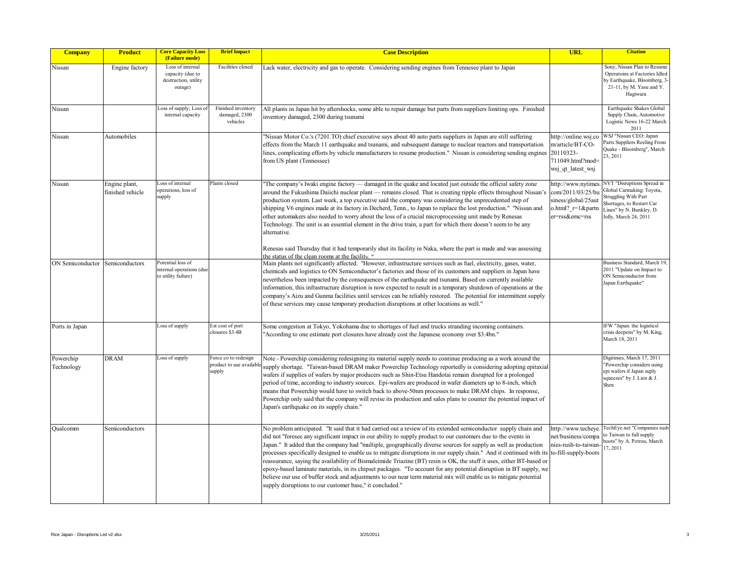| Company | Product | Core Capacity Loss (Failure mode) | Brief Impact | Case Description | URL | Citation |
|---|---|---|---|---|---|---|
| Nissan | Engine factory | Loss of internal capacity (due to destruction, utility outage) | Facilities closed | Lack water, electricity and gas to operate. Considering sending engines from Tennesee plant to Japan | | Sony, Nissan Plan to Resume Operatoins at Factories Idled by Earthquake, Bloomberg, 3-21-11, by M. Yasu and Y. Hagiwara |
| Nissan | | Loss of supply; Loss of internal capacity | Finished inventory damaged, 2300 vehicles | All plants in Japan hit by aftershocks, some able to repair damage but parts from suppliers limiting ops. Finished inventory damaged, 2300 during tsunami | | Earthquake Shakes Global Supply Chain, Automotive Logistic News 16-22 March 2011 |
| Nissan | Automobiles | | | "Nissan Motor Co.'s (7201.TO) chief executive says about 40 auto parts suppliers in Japan are still suffering effects from the March 11 earthquake and tsunami, and subsequent damage to nuclear reactors and transportation lines, complicating efforts by vehicle manufacturers to resume production." Nissan is considering sending engines from US plant (Tennessee) | http://online.wsj.com/article/BT-CO-20110323-711049.html?mod=wsj_qt_latest_wsj | WSJ "Nissan CEO: Japan Parts Suppliers Reeling From Quake - Bloomberg", March 23, 2011 |
| Nissan | Engine plant, finished vehicle | Loss of internal operations, loss of supply | Plants closed | "The company's Iwaki engine factory — damaged in the quake and located just outside the official safety zone around the Fukushima Daiichi nuclear plant — remains closed. That is creating ripple effects throughout Nissan's production system. Last week, a top executive said the company was considering the unprecedented step of shipping V6 engines made at its factory in Decherd, Tenn., to Japan to replace the lost production." "Nissan and other automakers also needed to worry about the loss of a crucial microprocessing unit made by Renesas Technology. The unit is an essential element in the drive train, a part for which there doesn't seem to be any alternative.<br><br>Renesas said Thursday that it had temporarily shut its facility in Naka, where the part is made and was assessing the status of the clean rooms at the facility. " | http://www.nytimes.com/2011/03/25/business/global/25auto.html?_r=1&partner=rss&emc=rss | NYT "Disruptions Spread in Global Carmaking: Toyota, Struggling With Part Shortages, to Restart Car Lines" by N. Bunkley, D. Jolly, March 24, 2011 |
| ON Semiconductor | Semiconductors | Potential loss of internal operations (due to utility failure) | | Main plants not significantly affected. "However, infrastructure services such as fuel, electricity, gases, water, chemicals and logistics to ON Semiconductor's factories and those of its customers and suppliers in Japan have nevertheless been impacted by the consequences of the earthquake and tsunami. Based on currently available information, this infrastructure disruption is now expected to result in a temporary shutdown of operations at the company's Aizu and Gunma facilities until services can be reliably restored. The potential for intermittent supply of these services may cause temporary production disruptions at other locations as well." | | Business Standard, March 19, 2011 "Update on Impact to ON Semiconductor from Japan Earthquake" |
| Ports in Japan | | Loss of supply | Est cost of port closures $3.4B | Some congestion at Tokyo, Yokohama due to shortages of fuel and trucks stranding incoming containers. "According to one estimate port closures have already cost the Japanese economy over $3.4bn." | | IFW "Japan: the logisticsl crisis deepens" by M. King, March 18, 2011 |
| Powerchip Technology | DRAM | Loss of supply | Force co to redesign product to use available supply | Note - Powerchip considering redesigning its material supply needs to continue producing as a work around the supply shortage. "Taiwan-based DRAM maker Powerchip Technology reportedly is considering adopting epitaxial wafers if supplies of wafers by major producers such as Shin-Etsu Handotai remain disrupted for a prolonged period of time, according to industry sources. Epi-wafers are produced in wafer diameters up to 8-inch, which means that Powerchip would have to switch back to above-50nm processes to make DRAM chips. In response, Powerchip only said that the company will revise its production and sales plans to counter the potential impact of Japan's earthquake on its supply chain." | | Digitimes, March 17, 2011 "Powerchip considers using epi wafers if Japan suply squeezes" by J. Lien & J. Shen |
| Qualcomm | Semiconductors | | | No problem anticipated. "It said that it had carried out a review of its extended semiconductor supply chain and did not "foresee any significant impact in our ability to supply product to our customers due to the events in Japan." It added that the company had "multiple, geographically diverse sources for supply as well as production processes specifically designed to enable us to mitigate disruptions in our supply chain." And it continued with its reassurance, saying the availability of Bismaleimide Triazine (BT) resin is OK, the stuff it uses, either BT-based or epoxy-based laminate materials, in its chipset packages. "To account for any potential disruption in BT supply, we believe our use of buffer stock and adjustments to our near term material mix will enable us to mitigate potential supply disruptions to our customer base," it concluded." | http://www.techeye.net/business/companies-rush-to-taiwan-to-fill-supply-boots | TechEye.net "Companies rush to Taiwan to full supply boots" by A. Petrou, March 17, 2011 |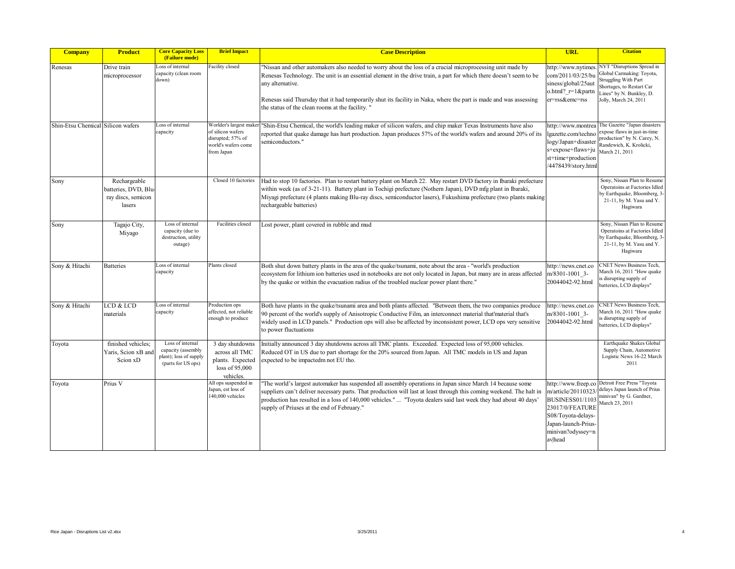| Company | Product | Core Capacity Loss (Failure mode) | Brief Impact | Case Description | URL | Citation |
|---|---|---|---|---|---|---|
| Renesas | Drive train microprocessor | Loss of internal capacity (clean room down) | Facility closed | "Nissan and other automakers also needed to worry about the loss of a crucial microprocessing unit made by Renesas Technology. The unit is an essential element in the drive train, a part for which there doesn't seem to be any alternative.<br><br>Renesas said Thursday that it had temporarily shut its facility in Naka, where the part is made and was assessing the status of the clean rooms at the facility. " | http://www.nytimes.com/2011/03/25/business/global/25auto.html?_r=1&partner=rss&emc=rss | NYT "Disruptions Spread in Global Carmaking: Toyota, Struggling With Part Shortages, to Restart Car Lines" by N. Bunkley, D. Jolly, March 24, 2011 |
| Shin-Etsu Chemical | Silicon wafers | Loss of internal capacity | Worlder's largest maker of silicon wafers disrupted; 57% of world's wafers come from Japan | "Shin-Etsu Chemical, the world's leading maker of silicon wafers, and chip maker Texas Instruments have also reported that quake damage has hurt production. Japan produces 57% of the world's wafers and around 20% of its semiconductors." | http://www.montrealgazette.com/technology/Japan+disasters+expose+flaws+just+time+production/4478439/story.html | The Gazette "Japan disasters expose flaws in just-in-time production" by N. Carey, N. Randewich, K. Krolicki, March 21, 2011 |
| Sony | Rechargeable batteries, DVD, Blu-ray discs, semicon lasers | | Closed 10 factories | Had to stop 10 factories. Plan to restart battery plant on March 22. May restart DVD factory in Ibaraki prefecture within week (as of 3-21-11). Battery plant in Tochigi prefecture (Nothern Japan), DVD mfg plant in Ibaraki, Miyagi prefecture (4 plants making Blu-ray discs, semiconductor lasers), Fukushima prefecture (two plants making rechargeable batteries) | | Sony, Nissan Plan to Resume Operatoins at Factories Idled by Earthquake, Bloomberg, 3-21-11, by M. Yasu and Y. Hagiwara |
| Sony | Tagajo City, Miyago | Loss of internal capacity (due to destruction, utility outage) | Facilities closed | Lost power, plant covered in rubble and mud | | Sony, Nissan Plan to Resume Operatoins at Factories Idled by Earthquake, Bloomberg, 3-21-11, by M. Yasu and Y. Hagiwara |
| Sony & Hitachi | Batteries | Loss of internal capacity | Plants closed | Both shut down battery plants in the area of the quake/tsunami, note about the area - "world's production ecosystem for lithium ion batteries used in notebooks are not only located in Japan, but many are in areas affected by the quake or within the evacuation radius of the troubled nuclear power plant there." | http://news.cnet.com/8301-1001_3-20044042-92.html | CNET News Business Tech, March 16, 2011 "How quake is disrupting supply of batteries, LCD displays" |
| Sony & Hitachi | LCD & LCD materials | Loss of internal capacity | Production ops affected, not reliable enough to produce | Both have plants in the quake/tsunami area and both plants affected. "Between them, the two companies produce 90 percent of the world's supply of Anisotropic Conductive Film, an interconnect material that'material that's widely used in LCD panels." Production ops will also be affected by inconsistent power, LCD ops very sensitive to power fluctuations | http://news.cnet.com/8301-1001_3-20044042-92.html | CNET News Business Tech, March 16, 2011 "How quake is disrupting supply of batteries, LCD displays" |
| Toyota | finished vehicles; Yaris, Scion xB and Scion xD | Loss of internal capacity (assembly plant); loss of supply (parts for US ops) | 3 day shutdowns across all TMC plants. Expected loss of 95,000 vehicles. | Initially announced 3 day shutdowns across all TMC plants. Exceeded. Expected loss of 95,000 vehicles. Reduced OT in US due to part shortage for the 20% sourced from Japan. All TMC models in US and Japan expected to be impactedm not EU tho. | | Earthquake Shakes Global Supply Chain, Automotive Logistic News 16-22 March 2011 |
| Toyota | Prius V | | All ops suspended in Japan, est loss of 140,000 vehicles | "The world's largest automaker has suspended all assembly operations in Japan since March 14 because some suppliers can't deliver necessary parts. That production will last at least through this coming weekend. The halt in production has resulted in a loss of 140,000 vehicles." ... "Toyota dealers said last week they had about 40 days' supply of Priuses at the end of February." | http://www.freep.com/article/20110323/BUSINESS01/110323017/0/FEATURES08/Toyota-delays-Japan-launch-Prius-minivan?odyssey=nav\|head | Detroit Free Press "Toyota delays Japan launch of Prius minivan" by G. Gardner, March 23, 2011 |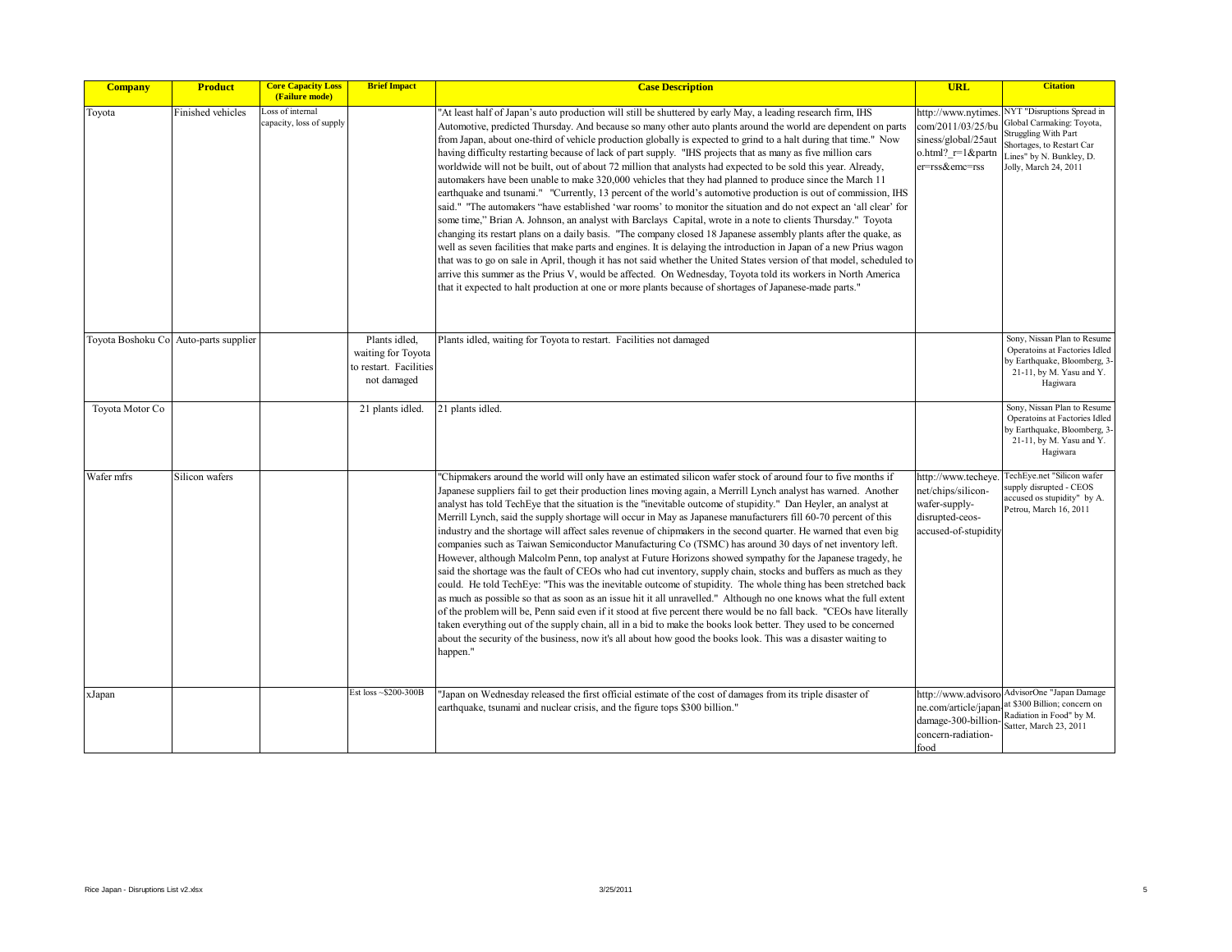| Company | Product | Core Capacity Loss (Failure mode) | Brief Impact | Case Description | URL | Citation |
|---|---|---|---|---|---|---|
| Toyota | Finished vehicles | Loss of internal capacity, loss of supply | | "At least half of Japan's auto production will still be shuttered by early May, a leading research firm, IHS Automotive, predicted Thursday. And because so many other auto plants around the world are dependent on parts from Japan, about one-third of vehicle production globally is expected to grind to a halt during that time." Now having difficulty restarting because of lack of part supply. "IHS projects that as many as five million cars worldwide will not be built, out of about 72 million that analysts had expected to be sold this year. Already, automakers have been unable to make 320,000 vehicles that they had planned to produce since the March 11 earthquake and tsunami." "Currently, 13 percent of the world's automotive production is out of commission, IHS said." "The automakers "have established 'war rooms' to monitor the situation and do not expect an 'all clear' for some time," Brian A. Johnson, an analyst with Barclays Capital, wrote in a note to clients Thursday." Toyota changing its restart plans on a daily basis. "The company closed 18 Japanese assembly plants after the quake, as well as seven facilities that make parts and engines. It is delaying the introduction in Japan of a new Prius wagon that was to go on sale in April, though it has not said whether the United States version of that model, scheduled to arrive this summer as the Prius V, would be affected. On Wednesday, Toyota told its workers in North America that it expected to halt production at one or more plants because of shortages of Japanese-made parts." | http://www.nytimes.com/2011/03/25/business/global/25auto.html?_r=1&partner=rss&emc=rss | NYT "Disruptions Spread in Global Carmaking: Toyota, Struggling With Part Shortages, to Restart Car Lines" by N. Bunkley, D. Jolly, March 24, 2011 |
| Toyota Boshoku Co | Auto-parts supplier | | Plants idled, waiting for Toyota to restart. Facilities not damaged | Plants idled, waiting for Toyota to restart. Facilities not damaged | | Sony, Nissan Plan to Resume Operatoins at Factories Idled by Earthquake, Bloomberg, 3-21-11, by M. Yasu and Y. Hagiwara |
| Toyota Motor Co | | | 21 plants idled. | 21 plants idled. | | Sony, Nissan Plan to Resume Operatoins at Factories Idled by Earthquake, Bloomberg, 3-21-11, by M. Yasu and Y. Hagiwara |
| Wafer mfrs | Silicon wafers | | | "Chipmakers around the world will only have an estimated silicon wafer stock of around four to five months if Japanese suppliers fail to get their production lines moving again, a Merrill Lynch analyst has warned. Another analyst has told TechEye that the situation is the "inevitable outcome of stupidity." Dan Heyler, an analyst at Merrill Lynch, said the supply shortage will occur in May as Japanese manufacturers fill 60-70 percent of this industry and the shortage will affect sales revenue of chipmakers in the second quarter. He warned that even big companies such as Taiwan Semiconductor Manufacturing Co (TSMC) has around 30 days of net inventory left. However, although Malcolm Penn, top analyst at Future Horizons showed sympathy for the Japanese tragedy, he said the shortage was the fault of CEOs who had cut inventory, supply chain, stocks and buffers as much as they could. He told TechEye: "This was the inevitable outcome of stupidity. The whole thing has been stretched back as much as possible so that as soon as an issue hit it all unravelled." Although no one knows what the full extent of the problem will be, Penn said even if it stood at five percent there would be no fall back. "CEOs have literally taken everything out of the supply chain, all in a bid to make the books look better. They used to be concerned about the security of the business, now it's all about how good the books look. This was a disaster waiting to happen." | http://www.techeye.net/chips/silicon-wafer-supply-disrupted-ceos-accused-of-stupidity | TechEye.net "Silicon wafer supply disrupted - CEOS accused os stupidity" by A. Petrou, March 16, 2011 |
| xJapan | | | Est loss ~$200-300B | "Japan on Wednesday released the first official estimate of the cost of damages from its triple disaster of earthquake, tsunami and nuclear crisis, and the figure tops $300 billion." | http://www.advisorone.com/article/japan-damage-300-billion-concern-radiation-food | AdvisorOne "Japan Damage at $300 Billion; concern on Radiation in Food" by M. Satter, March 23, 2011 |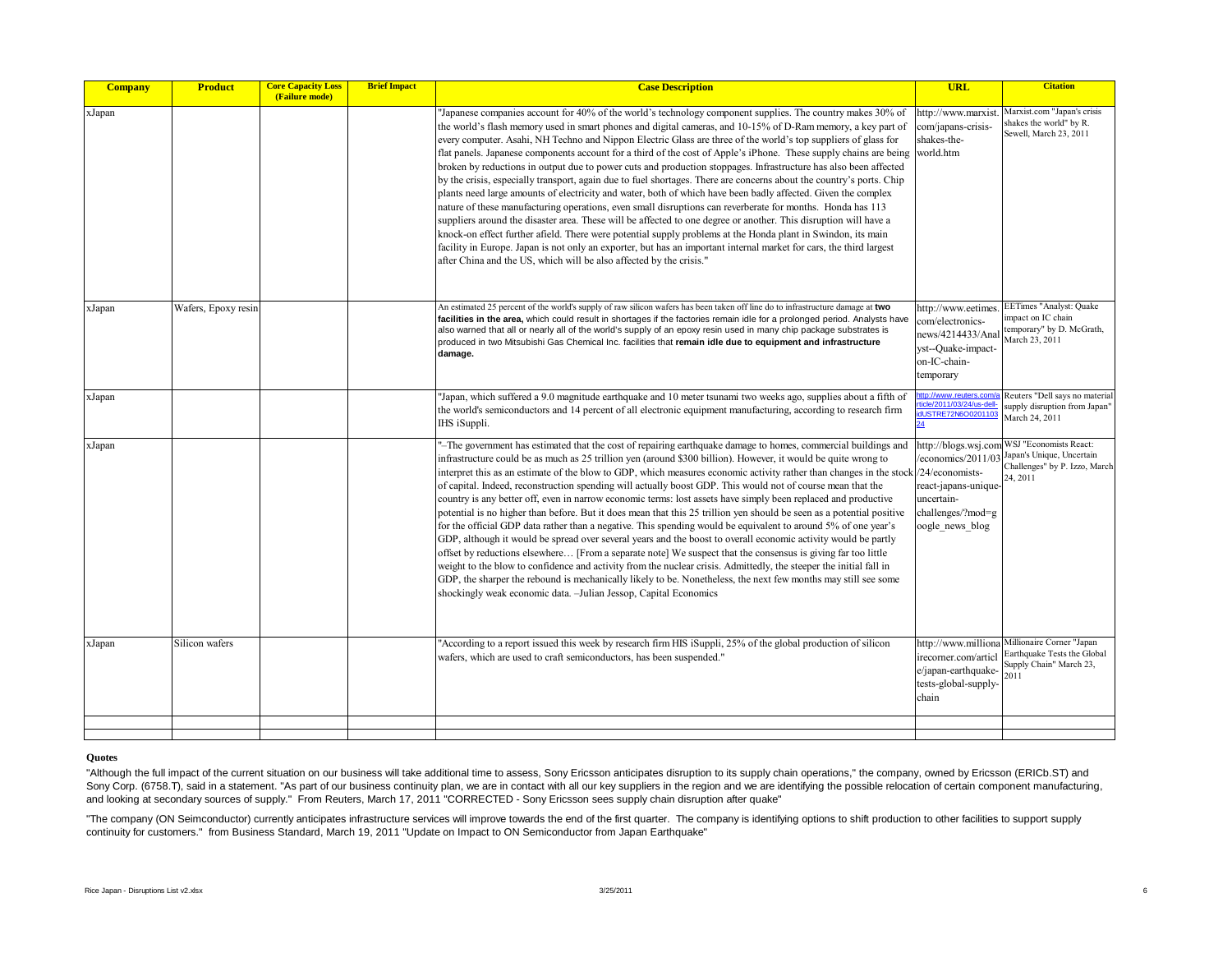| Company | Product | Core Capacity Loss (Failure mode) | Brief Impact | Case Description | URL | Citation |
|---|---|---|---|---|---|---|
| xJapan | | | | "Japanese companies account for 40% of the world's technology component supplies. The country makes 30% of the world's flash memory used in smart phones and digital cameras, and 10-15% of D-Ram memory, a key part of every computer. Asahi, NH Techno and Nippon Electric Glass are three of the world's top suppliers of glass for flat panels. Japanese components account for a third of the cost of Apple's iPhone. These supply chains are being broken by reductions in output due to power cuts and production stoppages. Infrastructure has also been affected by the crisis, especially transport, again due to fuel shortages. There are concerns about the country's ports. Chip plants need large amounts of electricity and water, both of which have been badly affected. Given the complex nature of these manufacturing operations, even small disruptions can reverberate for months. Honda has 113 suppliers around the disaster area. These will be affected to one degree or another. This disruption will have a knock-on effect further afield. There were potential supply problems at the Honda plant in Swindon, its main facility in Europe. Japan is not only an exporter, but has an important internal market for cars, the third largest after China and the US, which will be also affected by the crisis." | http://www.marxist.com/japans-crisis-shakes-the-world.htm | Marxist.com "Japan's crisis shakes the world" by R. Sewell, March 23, 2011 |
| xJapan | Wafers, Epoxy resin | | | An estimated 25 percent of the world's supply of raw silicon wafers has been taken off line do to infrastructure damage at **two facilities in the area,** which could result in shortages if the factories remain idle for a prolonged period. Analysts have also warned that all or nearly all of the world's supply of an epoxy resin used in many chip package substrates is produced in two Mitsubishi Gas Chemical Inc. facilities that **remain idle due to equipment and infrastructure damage.** | http://www.eetimes.com/electronics-news/4214433/Analyst--Quake-impact-on-IC-chain-temporary | EETimes "Analyst: Quake impact on IC chain temporary" by D. McGrath, March 23, 2011 |
| xJapan | | | | "Japan, which suffered a 9.0 magnitude earthquake and 10 meter tsunami two weeks ago, supplies about a fifth of the world's semiconductors and 14 percent of all electronic equipment manufacturing, according to research firm IHS iSuppli. | http://www.reuters.com/article/2011/03/24/us-dell-idUSTRE72N6O020110324 | Reuters "Dell says no material supply disruption from Japan" March 24, 2011 |
| xJapan | | | | "–The government has estimated that the cost of repairing earthquake damage to homes, commercial buildings and infrastructure could be as much as 25 trillion yen (around $300 billion). However, it would be quite wrong to interpret this as an estimate of the blow to GDP, which measures economic activity rather than changes in the stock of capital. Indeed, reconstruction spending will actually boost GDP. This would not of course mean that the country is any better off, even in narrow economic terms: lost assets have simply been replaced and productive potential is no higher than before. But it does mean that this 25 trillion yen should be seen as a potential positive for the official GDP data rather than a negative. This spending would be equivalent to around 5% of one year's GDP, although it would be spread over several years and the boost to overall economic activity would be partly offset by reductions elsewhere… [From a separate note] We suspect that the consensus is giving far too little weight to the blow to confidence and activity from the nuclear crisis. Admittedly, the steeper the initial fall in GDP, the sharper the rebound is mechanically likely to be. Nonetheless, the next few months may still see some shockingly weak economic data. –Julian Jessop, Capital Economics | http://blogs.wsj.com/economics/2011/03/24/economists-react-japans-unique-uncertain-challenges/?mod=google_news_blog | WSJ "Economists React: Japan's Unique, Uncertain Challenges" by P. Izzo, March 24, 2011 |
| xJapan | Silicon wafers | | | "According to a report issued this week by research firm HIS iSuppli, 25% of the global production of silicon wafers, which are used to craft semiconductors, has been suspended." | http://www.millionairecorner.com/article/japan-earthquake-tests-global-supply-chain | Millionaire Corner "Japan Earthquake Tests the Global Supply Chain" March 23, 2011 |
| | | | | | | |
| | | | | | | |

**Quotes**

"Although the full impact of the current situation on our business will take additional time to assess, Sony Ericsson anticipates disruption to its supply chain operations," the company, owned by Ericsson (ERICb.ST) and Sony Corp. (6758.T), said in a statement. "As part of our business continuity plan, we are in contact with all our key suppliers in the region and we are identifying the possible relocation of certain component manufacturing, and looking at secondary sources of supply." From Reuters, March 17, 2011 "CORRECTED - Sony Ericsson sees supply chain disruption after quake"

"The company (ON Seimconductor) currently anticipates infrastructure services will improve towards the end of the first quarter. The company is identifying options to shift production to other facilities to support supply continuity for customers." from Business Standard, March 19, 2011 "Update on Impact to ON Semiconductor from Japan Earthquake"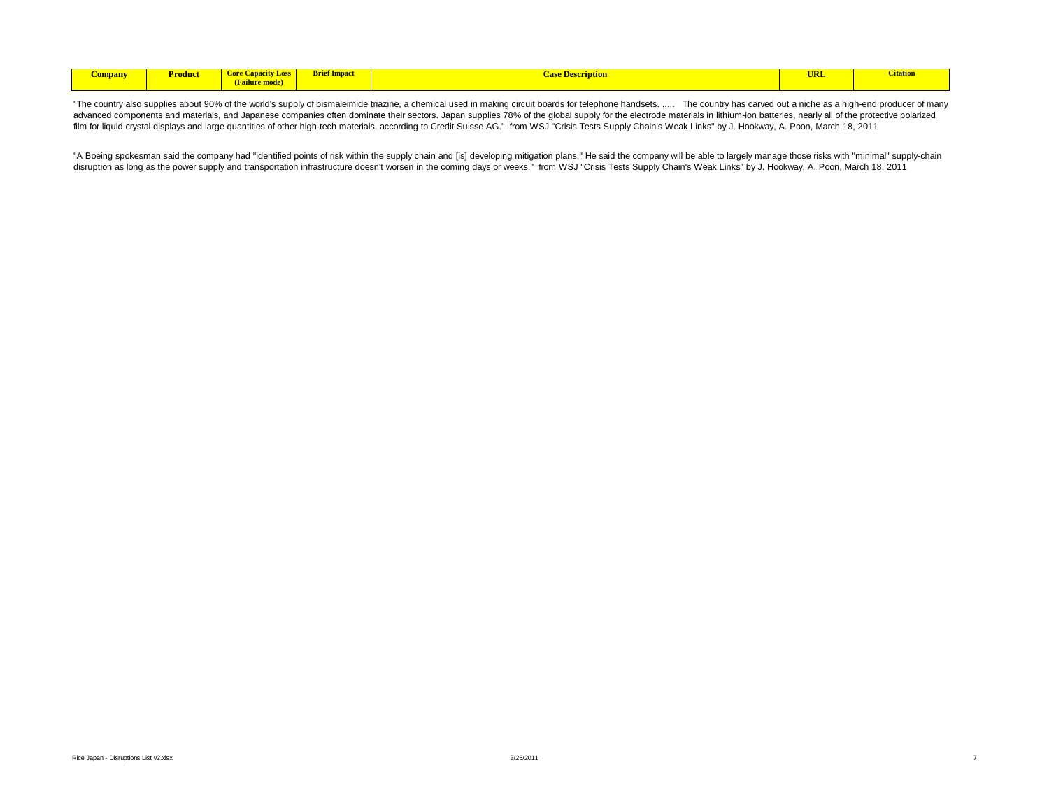| Company | Product | Core Capacity Loss (Failure mode) | Brief Impact | Case Description | URL | Citation |
|---|---|---|---|---|---|---|

"The country also supplies about 90% of the world's supply of bismaleimide triazine, a chemical used in making circuit boards for telephone handsets. ..... The country has carved out a niche as a high-end producer of many advanced components and materials, and Japanese companies often dominate their sectors. Japan supplies 78% of the global supply for the electrode materials in lithium-ion batteries, nearly all of the protective polarized film for liquid crystal displays and large quantities of other high-tech materials, according to Credit Suisse AG." from WSJ "Crisis Tests Supply Chain's Weak Links" by J. Hookway, A. Poon, March 18, 2011

"A Boeing spokesman said the company had "identified points of risk within the supply chain and [is] developing mitigation plans." He said the company will be able to largely manage those risks with "minimal" supply-chain disruption as long as the power supply and transportation infrastructure doesn't worsen in the coming days or weeks." from WSJ "Crisis Tests Supply Chain's Weak Links" by J. Hookway, A. Poon, March 18, 2011